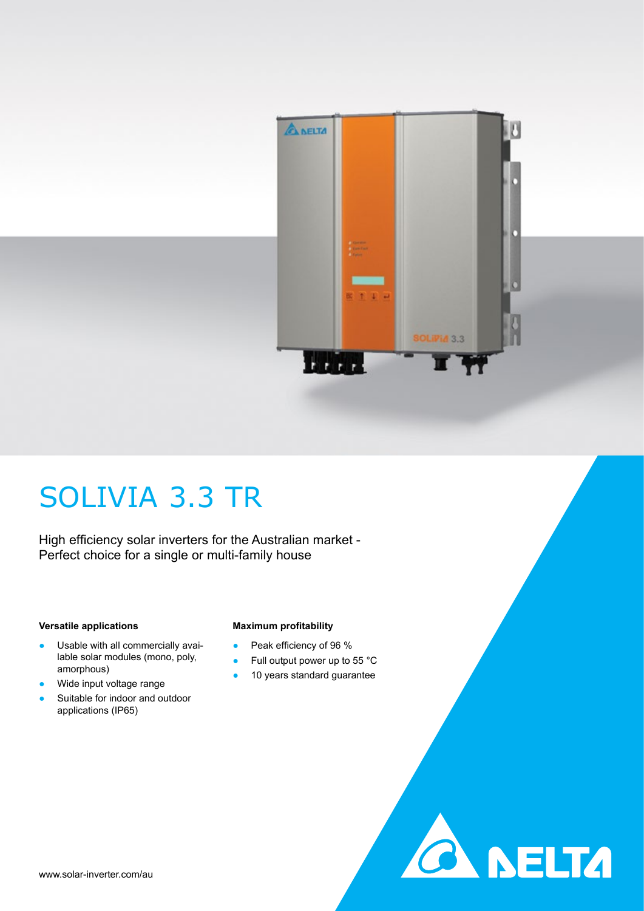# SOLIVIA 3.3 TR

High efficiency solar inverters for the Australian market - Perfect choice for a single or multi-family house

**Versatile applications**

- Usable with all commercially available solar modules (mono, poly, amorphous)
- Wide input voltage range
- Suitable for indoor and outdoor applications (IP65)

**Maximum profitability**

- Peak efficiency of 96 %
- Full output power up to 55 °C
- 10 years standard guarantee

www.solar-inverter.com/au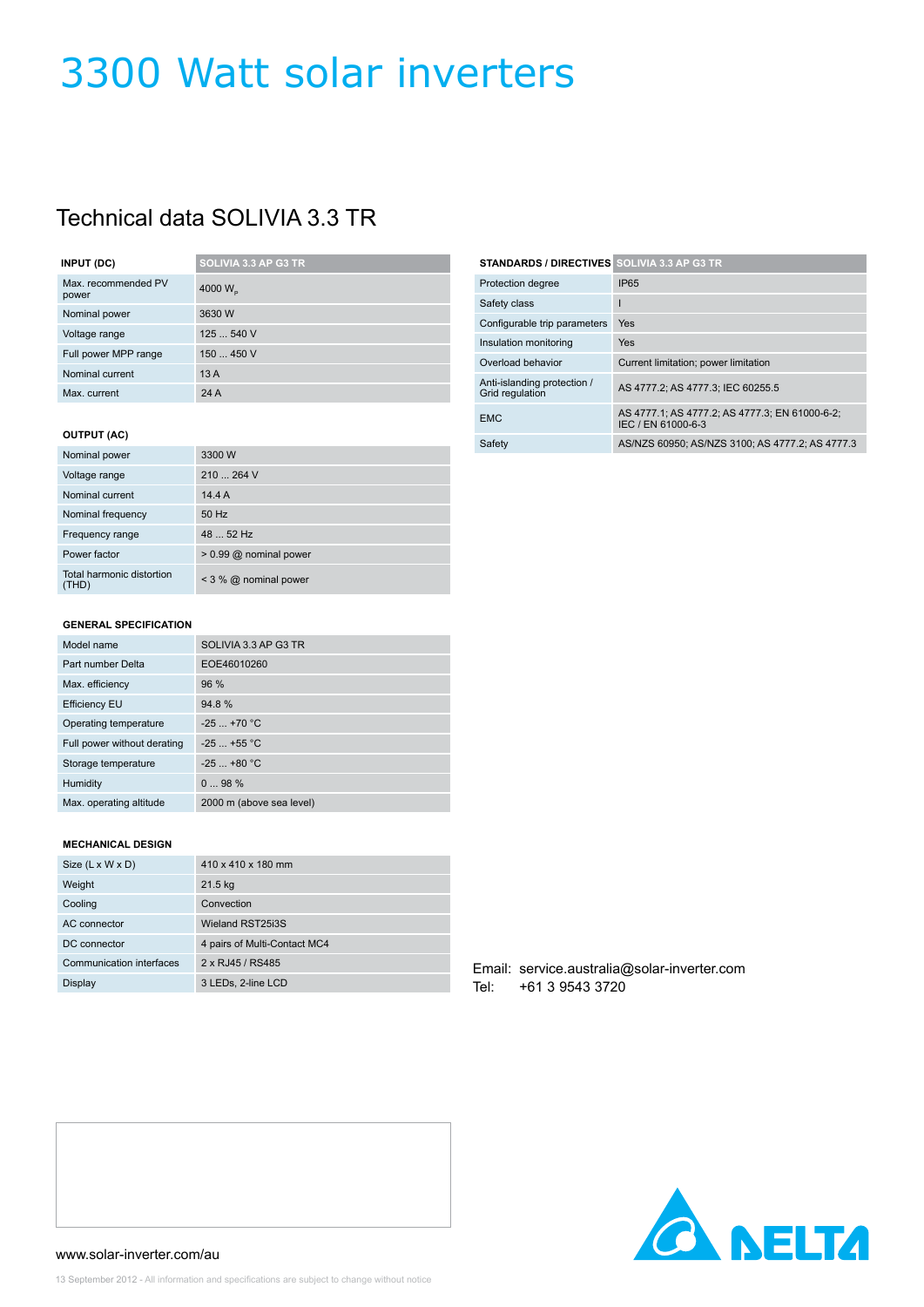# 3300 Watt solar inverters

## Technical data SOLIVIA 3.3 TR

| INPUT (DC) | SOLIVIA 3.3 AP G3 TR |
|---|---|
| Max. recommended PV power | 4000 $W_P$ |
| Nominal power | 3630 W |
| Voltage range | 125 ... 540 V |
| Full power MPP range | 150 ... 450 V |
| Nominal current | 13 A |
| Max. current | 24 A |

| OUTPUT (AC) | |
|---|---|
| Nominal power | 3300 W |
| Voltage range | 210 ... 264 V |
| Nominal current | 14.4 A |
| Nominal frequency | 50 Hz |
| Frequency range | 48 ... 52 Hz |
| Power factor | > 0.99 @ nominal power |
| Total harmonic distortion (THD) | < 3 % @ nominal power |

| GENERAL SPECIFICATION | |
|---|---|
| Model name | SOLIVIA 3.3 AP G3 TR |
| Part number Delta | EOE46010260 |
| Max. efficiency | 96 % |
| Efficiency EU | 94.8 % |
| Operating temperature | -25 ... +70 °C |
| Full power without derating | -25 ... +55 °C |
| Storage temperature | -25 ... +80 °C |
| Humidity | 0 ... 98 % |
| Max. operating altitude | 2000 m (above sea level) |

| MECHANICAL DESIGN | |
|---|---|
| Size (L x W x D) | 410 x 410 x 180 mm |
| Weight | 21.5 kg |
| Cooling | Convection |
| AC connector | Wieland RST25i3S |
| DC connector | 4 pairs of Multi-Contact MC4 |
| Communication interfaces | 2 x RJ45 / RS485 |
| Display | 3 LEDs, 2-line LCD |

| STANDARDS / DIRECTIVES | SOLIVIA 3.3 AP G3 TR |
|---|---|
| Protection degree | IP65 |
| Safety class | I |
| Configurable trip parameters | Yes |
| Insulation monitoring | Yes |
| Overload behavior | Current limitation; power limitation |
| Anti-islanding protection / Grid regulation | AS 4777.2; AS 4777.3; IEC 60255.5 |
| EMC | AS 4777.1; AS 4777.2; AS 4777.3; EN 61000-6-2; IEC / EN 61000-6-3 |
| Safety | AS/NZS 60950; AS/NZS 3100; AS 4777.2; AS 4777.3 |

Email: service.australia@solar-inverter.com
Tel: +61 3 9543 3720

www.solar-inverter.com/au

13 September 2012 - All information and specifications are subject to change without notice